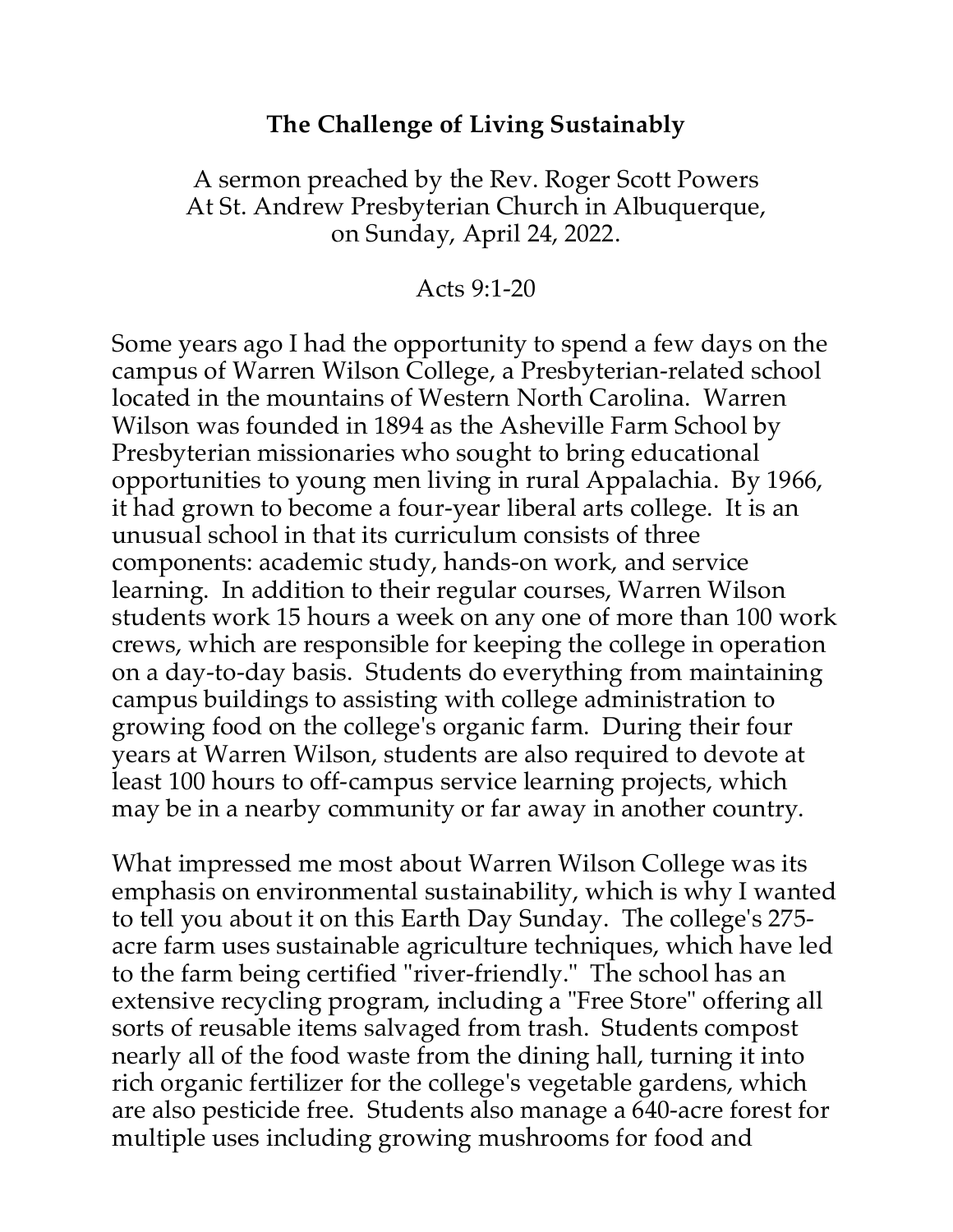# The Challenge of Living Sustainably

A sermon preached by the Rev. Roger Scott Powers
At St. Andrew Presbyterian Church in Albuquerque,
on Sunday, April 24, 2022.

Acts 9:1-20

Some years ago I had the opportunity to spend a few days on the campus of Warren Wilson College, a Presbyterian-related school located in the mountains of Western North Carolina. Warren Wilson was founded in 1894 as the Asheville Farm School by Presbyterian missionaries who sought to bring educational opportunities to young men living in rural Appalachia. By 1966, it had grown to become a four-year liberal arts college. It is an unusual school in that its curriculum consists of three components: academic study, hands-on work, and service learning. In addition to their regular courses, Warren Wilson students work 15 hours a week on any one of more than 100 work crews, which are responsible for keeping the college in operation on a day-to-day basis. Students do everything from maintaining campus buildings to assisting with college administration to growing food on the college's organic farm. During their four years at Warren Wilson, students are also required to devote at least 100 hours to off-campus service learning projects, which may be in a nearby community or far away in another country.

What impressed me most about Warren Wilson College was its emphasis on environmental sustainability, which is why I wanted to tell you about it on this Earth Day Sunday. The college's 275-acre farm uses sustainable agriculture techniques, which have led to the farm being certified "river-friendly." The school has an extensive recycling program, including a "Free Store" offering all sorts of reusable items salvaged from trash. Students compost nearly all of the food waste from the dining hall, turning it into rich organic fertilizer for the college's vegetable gardens, which are also pesticide free. Students also manage a 640-acre forest for multiple uses including growing mushrooms for food and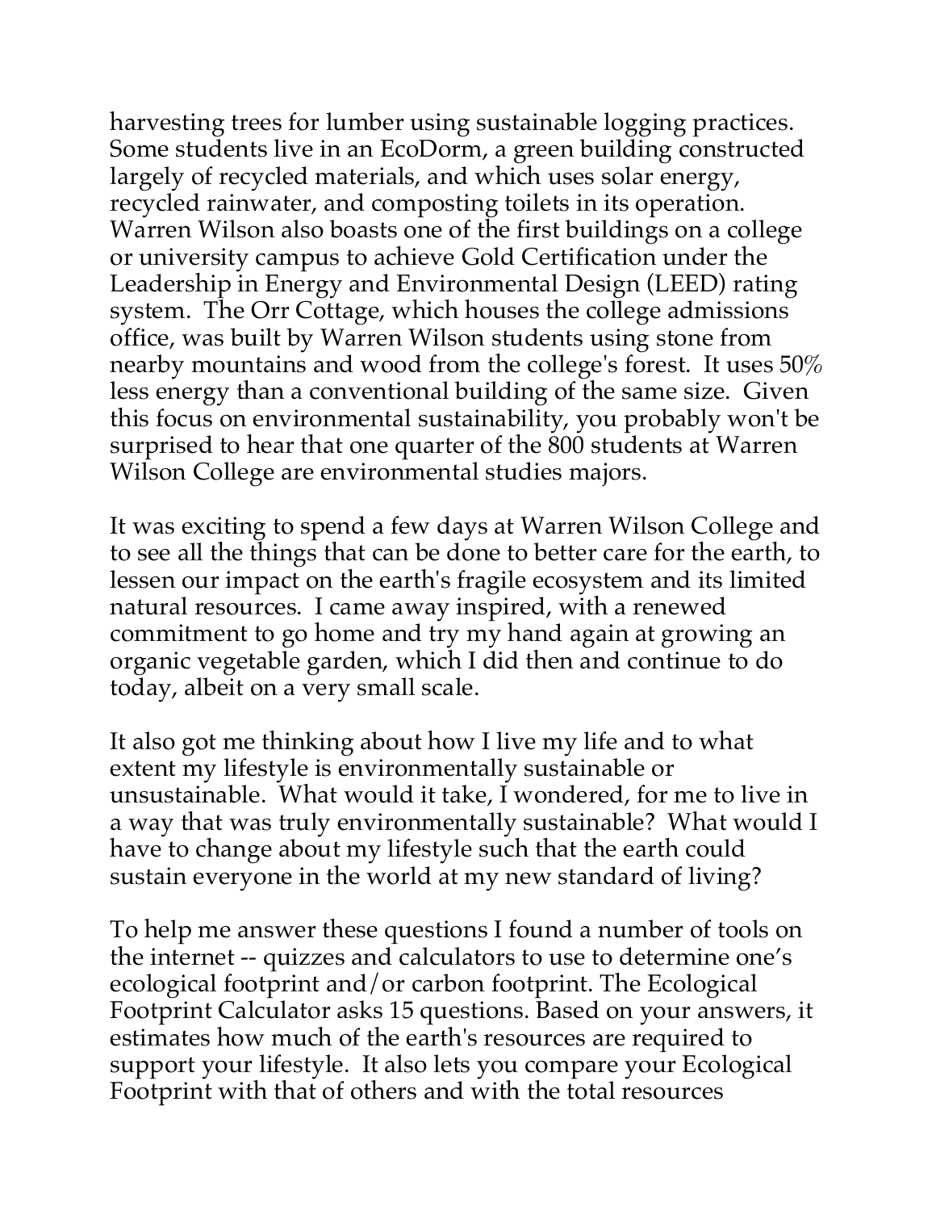harvesting trees for lumber using sustainable logging practices. Some students live in an EcoDorm, a green building constructed largely of recycled materials, and which uses solar energy, recycled rainwater, and composting toilets in its operation. Warren Wilson also boasts one of the first buildings on a college or university campus to achieve Gold Certification under the Leadership in Energy and Environmental Design (LEED) rating system. The Orr Cottage, which houses the college admissions office, was built by Warren Wilson students using stone from nearby mountains and wood from the college's forest. It uses 50% less energy than a conventional building of the same size. Given this focus on environmental sustainability, you probably won't be surprised to hear that one quarter of the 800 students at Warren Wilson College are environmental studies majors.

It was exciting to spend a few days at Warren Wilson College and to see all the things that can be done to better care for the earth, to lessen our impact on the earth's fragile ecosystem and its limited natural resources. I came away inspired, with a renewed commitment to go home and try my hand again at growing an organic vegetable garden, which I did then and continue to do today, albeit on a very small scale.

It also got me thinking about how I live my life and to what extent my lifestyle is environmentally sustainable or unsustainable. What would it take, I wondered, for me to live in a way that was truly environmentally sustainable? What would I have to change about my lifestyle such that the earth could sustain everyone in the world at my new standard of living?

To help me answer these questions I found a number of tools on the internet -- quizzes and calculators to use to determine one's ecological footprint and/or carbon footprint. The Ecological Footprint Calculator asks 15 questions. Based on your answers, it estimates how much of the earth's resources are required to support your lifestyle. It also lets you compare your Ecological Footprint with that of others and with the total resources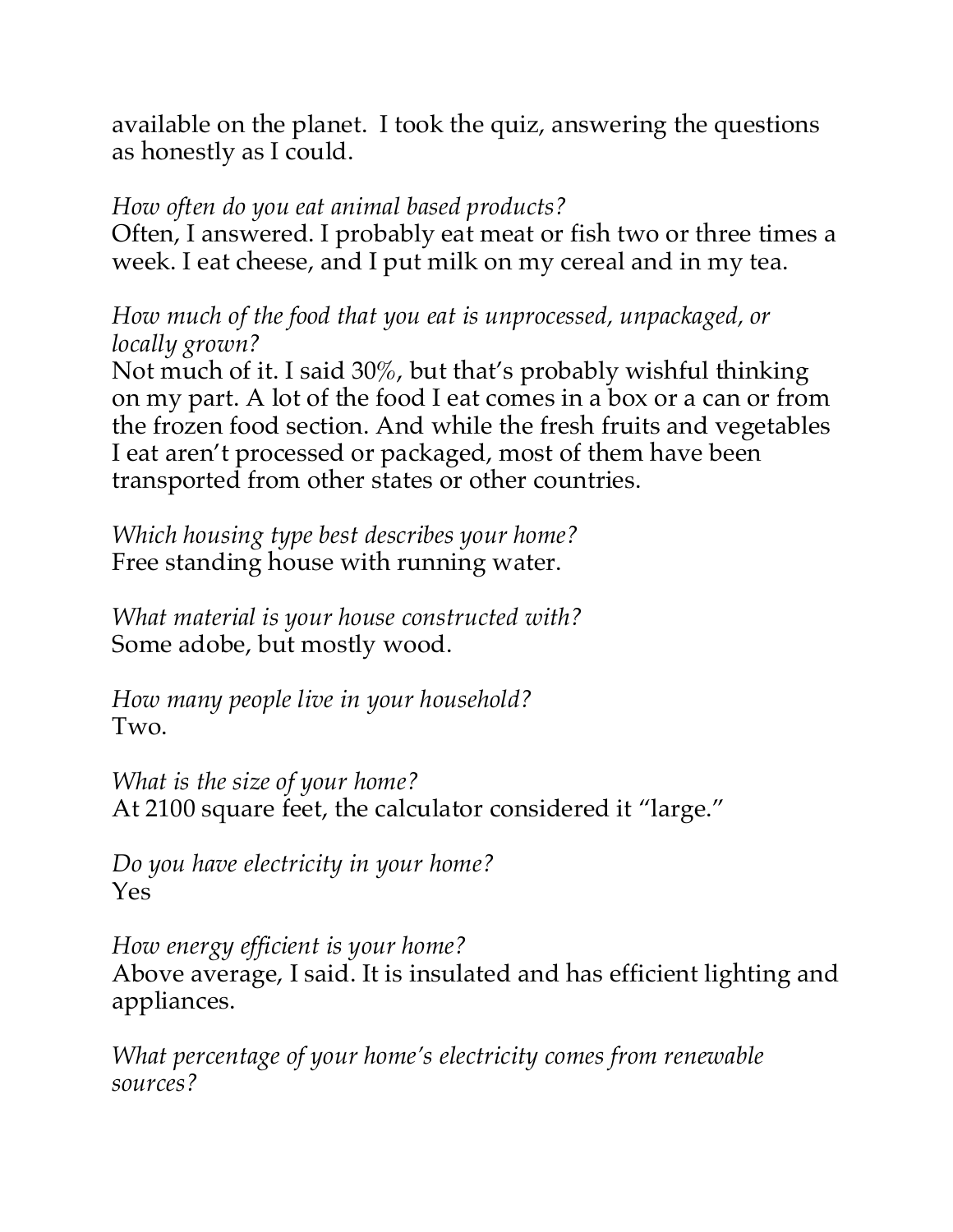available on the planet. I took the quiz, answering the questions as honestly as I could.

*How often do you eat animal based products?*
Often, I answered. I probably eat meat or fish two or three times a week. I eat cheese, and I put milk on my cereal and in my tea.

*How much of the food that you eat is unprocessed, unpackaged, or locally grown?*
Not much of it. I said 30%, but that's probably wishful thinking on my part. A lot of the food I eat comes in a box or a can or from the frozen food section. And while the fresh fruits and vegetables I eat aren't processed or packaged, most of them have been transported from other states or other countries.

*Which housing type best describes your home?*
Free standing house with running water.

*What material is your house constructed with?*
Some adobe, but mostly wood.

*How many people live in your household?*
Two.

*What is the size of your home?*
At 2100 square feet, the calculator considered it "large."

*Do you have electricity in your home?*
Yes

*How energy efficient is your home?*
Above average, I said. It is insulated and has efficient lighting and appliances.

*What percentage of your home's electricity comes from renewable sources?*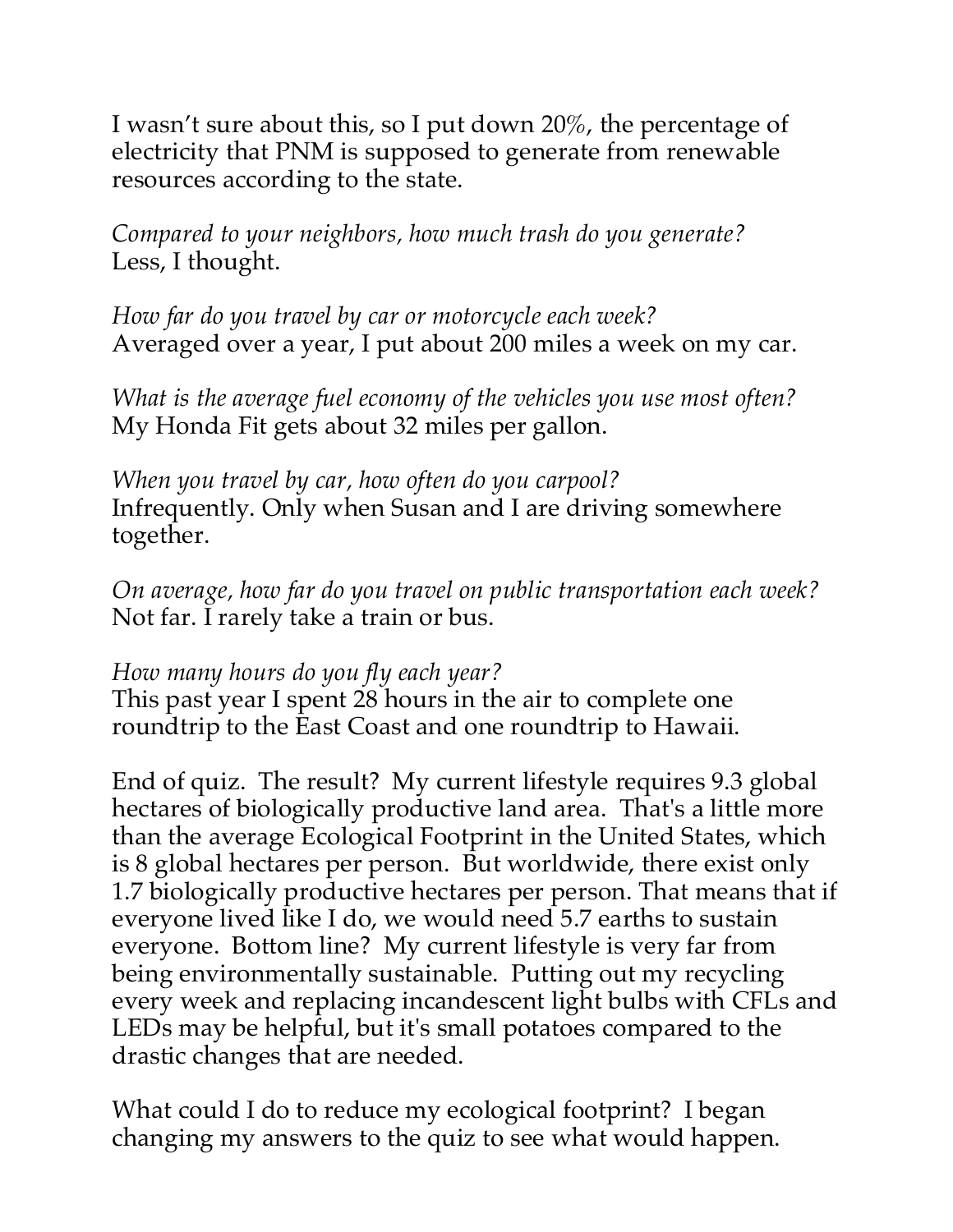I wasn't sure about this, so I put down 20%, the percentage of electricity that PNM is supposed to generate from renewable resources according to the state.

*Compared to your neighbors, how much trash do you generate?*
Less, I thought.

*How far do you travel by car or motorcycle each week?*
Averaged over a year, I put about 200 miles a week on my car.

*What is the average fuel economy of the vehicles you use most often?*
My Honda Fit gets about 32 miles per gallon.

*When you travel by car, how often do you carpool?*
Infrequently. Only when Susan and I are driving somewhere together.

*On average, how far do you travel on public transportation each week?*
Not far. I rarely take a train or bus.

*How many hours do you fly each year?*
This past year I spent 28 hours in the air to complete one roundtrip to the East Coast and one roundtrip to Hawaii.

End of quiz. The result? My current lifestyle requires 9.3 global hectares of biologically productive land area. That's a little more than the average Ecological Footprint in the United States, which is 8 global hectares per person. But worldwide, there exist only 1.7 biologically productive hectares per person. That means that if everyone lived like I do, we would need 5.7 earths to sustain everyone. Bottom line? My current lifestyle is very far from being environmentally sustainable. Putting out my recycling every week and replacing incandescent light bulbs with CFLs and LEDs may be helpful, but it's small potatoes compared to the drastic changes that are needed.

What could I do to reduce my ecological footprint? I began changing my answers to the quiz to see what would happen.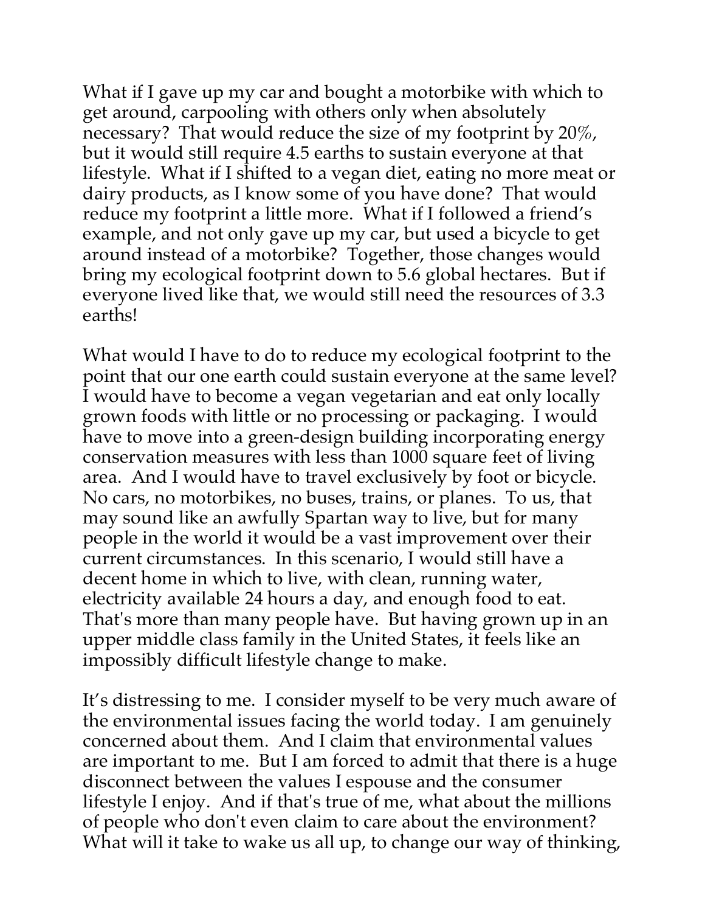What if I gave up my car and bought a motorbike with which to get around, carpooling with others only when absolutely necessary? That would reduce the size of my footprint by 20%, but it would still require 4.5 earths to sustain everyone at that lifestyle. What if I shifted to a vegan diet, eating no more meat or dairy products, as I know some of you have done? That would reduce my footprint a little more. What if I followed a friend's example, and not only gave up my car, but used a bicycle to get around instead of a motorbike? Together, those changes would bring my ecological footprint down to 5.6 global hectares. But if everyone lived like that, we would still need the resources of 3.3 earths!

What would I have to do to reduce my ecological footprint to the point that our one earth could sustain everyone at the same level? I would have to become a vegan vegetarian and eat only locally grown foods with little or no processing or packaging. I would have to move into a green-design building incorporating energy conservation measures with less than 1000 square feet of living area. And I would have to travel exclusively by foot or bicycle. No cars, no motorbikes, no buses, trains, or planes. To us, that may sound like an awfully Spartan way to live, but for many people in the world it would be a vast improvement over their current circumstances. In this scenario, I would still have a decent home in which to live, with clean, running water, electricity available 24 hours a day, and enough food to eat. That's more than many people have. But having grown up in an upper middle class family in the United States, it feels like an impossibly difficult lifestyle change to make.

It's distressing to me. I consider myself to be very much aware of the environmental issues facing the world today. I am genuinely concerned about them. And I claim that environmental values are important to me. But I am forced to admit that there is a huge disconnect between the values I espouse and the consumer lifestyle I enjoy. And if that's true of me, what about the millions of people who don't even claim to care about the environment? What will it take to wake us all up, to change our way of thinking,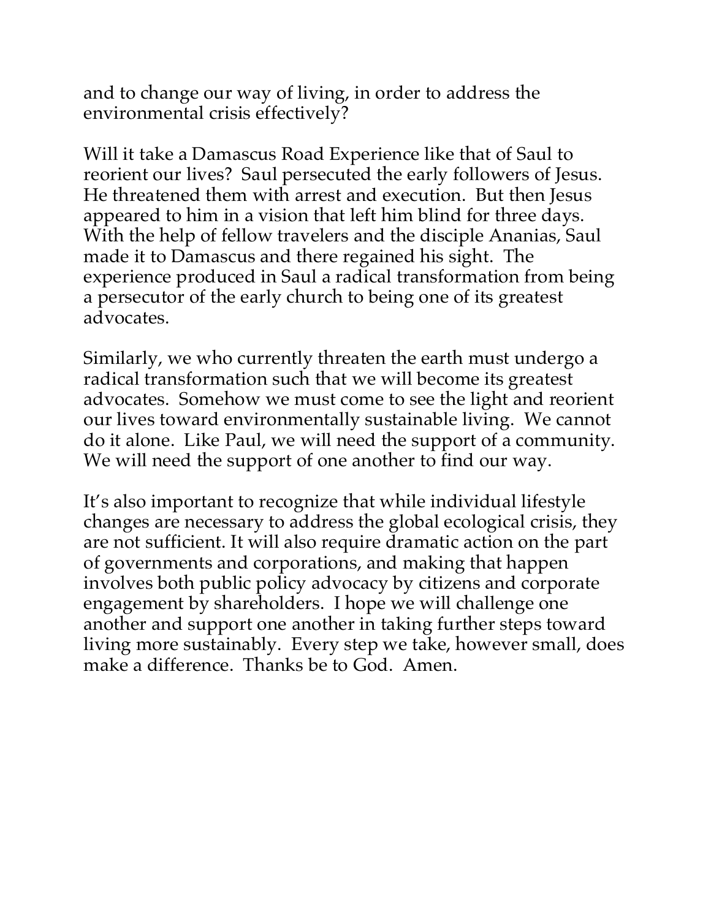and to change our way of living, in order to address the environmental crisis effectively?

Will it take a Damascus Road Experience like that of Saul to reorient our lives? Saul persecuted the early followers of Jesus. He threatened them with arrest and execution. But then Jesus appeared to him in a vision that left him blind for three days. With the help of fellow travelers and the disciple Ananias, Saul made it to Damascus and there regained his sight. The experience produced in Saul a radical transformation from being a persecutor of the early church to being one of its greatest advocates.

Similarly, we who currently threaten the earth must undergo a radical transformation such that we will become its greatest advocates. Somehow we must come to see the light and reorient our lives toward environmentally sustainable living. We cannot do it alone. Like Paul, we will need the support of a community. We will need the support of one another to find our way.

It's also important to recognize that while individual lifestyle changes are necessary to address the global ecological crisis, they are not sufficient. It will also require dramatic action on the part of governments and corporations, and making that happen involves both public policy advocacy by citizens and corporate engagement by shareholders. I hope we will challenge one another and support one another in taking further steps toward living more sustainably. Every step we take, however small, does make a difference. Thanks be to God. Amen.